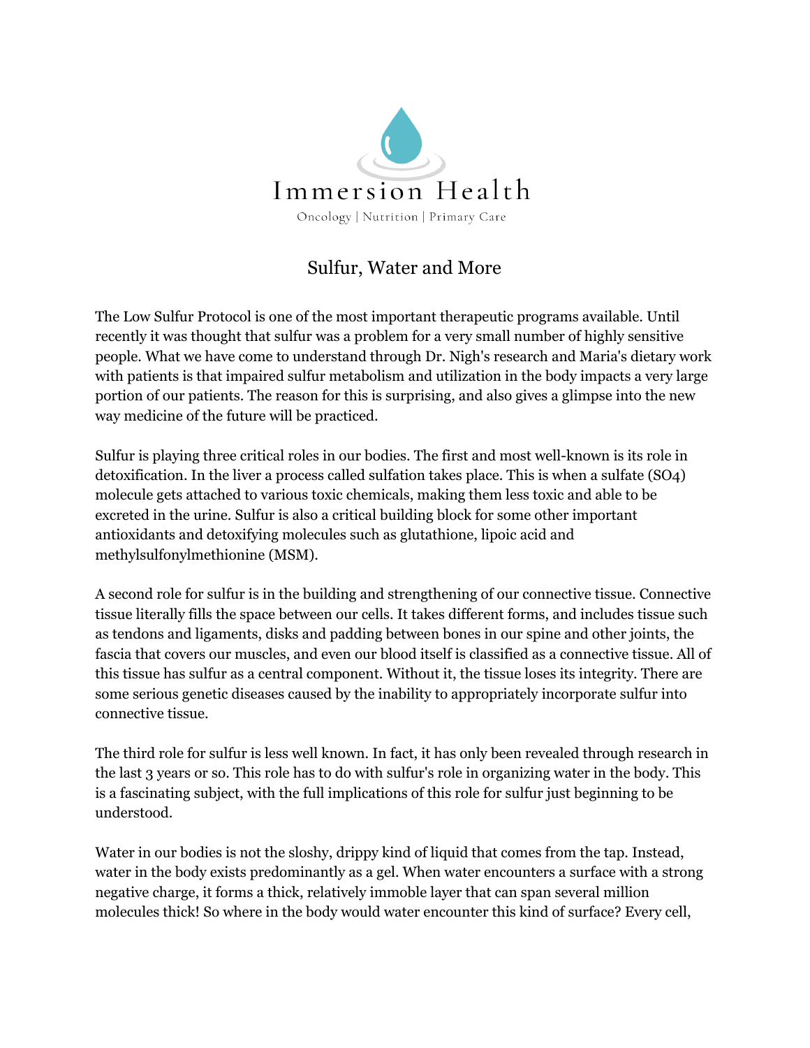Immersion Health

Oncology | Nutrition | Primary Care

# Sulfur, Water and More

The Low Sulfur Protocol is one of the most important therapeutic programs available. Until recently it was thought that sulfur was a problem for a very small number of highly sensitive people. What we have come to understand through Dr. Nigh's research and Maria's dietary work with patients is that impaired sulfur metabolism and utilization in the body impacts a very large portion of our patients. The reason for this is surprising, and also gives a glimpse into the new way medicine of the future will be practiced.

Sulfur is playing three critical roles in our bodies. The first and most well-known is its role in detoxification. In the liver a process called sulfation takes place. This is when a sulfate ($SO_4$) molecule gets attached to various toxic chemicals, making them less toxic and able to be excreted in the urine. Sulfur is also a critical building block for some other important antioxidants and detoxifying molecules such as glutathione, lipoic acid and methylsulfonylmethionine (MSM).

A second role for sulfur is in the building and strengthening of our connective tissue. Connective tissue literally fills the space between our cells. It takes different forms, and includes tissue such as tendons and ligaments, disks and padding between bones in our spine and other joints, the fascia that covers our muscles, and even our blood itself is classified as a connective tissue. All of this tissue has sulfur as a central component. Without it, the tissue loses its integrity. There are some serious genetic diseases caused by the inability to appropriately incorporate sulfur into connective tissue.

The third role for sulfur is less well known. In fact, it has only been revealed through research in the last 3 years or so. This role has to do with sulfur's role in organizing water in the body. This is a fascinating subject, with the full implications of this role for sulfur just beginning to be understood.

Water in our bodies is not the sloshy, drippy kind of liquid that comes from the tap. Instead, water in the body exists predominantly as a gel. When water encounters a surface with a strong negative charge, it forms a thick, relatively immoble layer that can span several million molecules thick! So where in the body would water encounter this kind of surface? Every cell,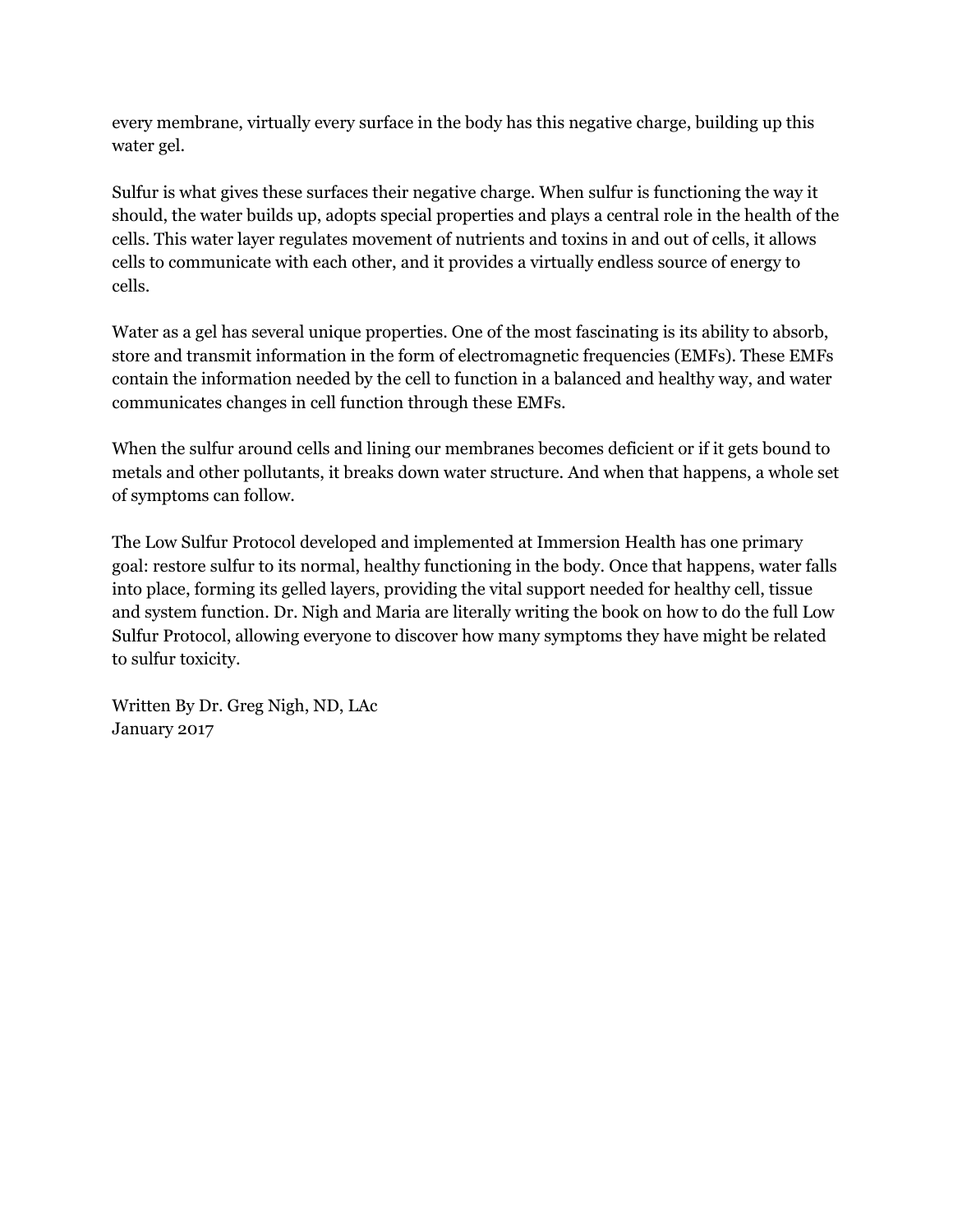every membrane, virtually every surface in the body has this negative charge, building up this water gel.

Sulfur is what gives these surfaces their negative charge. When sulfur is functioning the way it should, the water builds up, adopts special properties and plays a central role in the health of the cells. This water layer regulates movement of nutrients and toxins in and out of cells, it allows cells to communicate with each other, and it provides a virtually endless source of energy to cells.

Water as a gel has several unique properties. One of the most fascinating is its ability to absorb, store and transmit information in the form of electromagnetic frequencies (EMFs). These EMFs contain the information needed by the cell to function in a balanced and healthy way, and water communicates changes in cell function through these EMFs.

When the sulfur around cells and lining our membranes becomes deficient or if it gets bound to metals and other pollutants, it breaks down water structure. And when that happens, a whole set of symptoms can follow.

The Low Sulfur Protocol developed and implemented at Immersion Health has one primary goal: restore sulfur to its normal, healthy functioning in the body. Once that happens, water falls into place, forming its gelled layers, providing the vital support needed for healthy cell, tissue and system function. Dr. Nigh and Maria are literally writing the book on how to do the full Low Sulfur Protocol, allowing everyone to discover how many symptoms they have might be related to sulfur toxicity.

Written By Dr. Greg Nigh, ND, LAc
January 2017